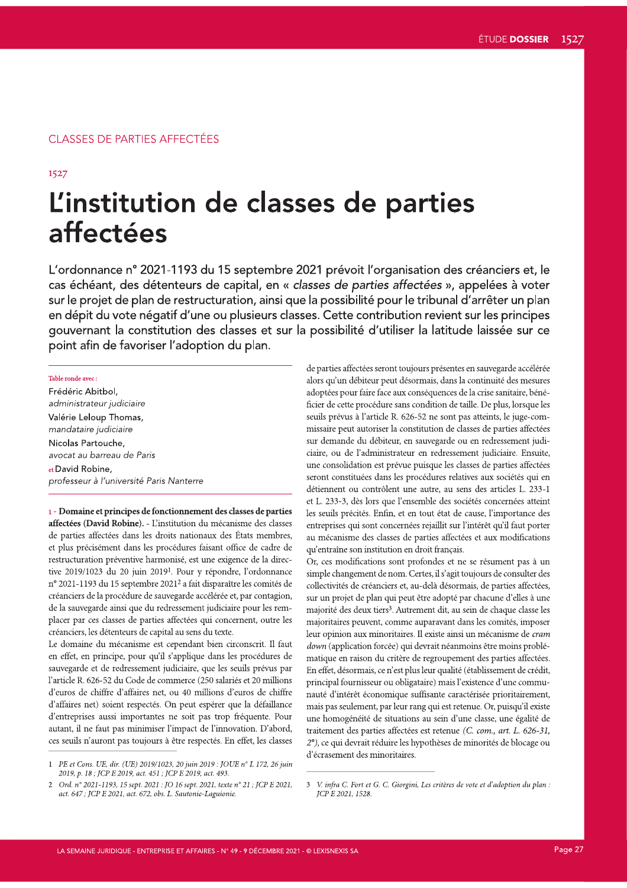CLASSES DE PARTIES AFFECTÉES

1527

# L'institution de classes de parties affectées

**L'ordonnance n° 2021-1193 du 15 septembre 2021 prévoit l'organisation des créanciers et, le cas échéant, des détenteurs de capital, en « *classes de parties affectées* », appelées à voter sur le projet de plan de restructuration, ainsi que la possibilité pour le tribunal d'arrêter un plan en dépit du vote négatif d'une ou plusieurs classes. Cette contribution revient sur les principes gouvernant la constitution des classes et sur la possibilité d'utiliser la latitude laissée sur ce point afin de favoriser l'adoption du plan.**

Table ronde avec :

Frédéric Abitbol,
*administrateur judiciaire*

Valérie Leloup Thomas,
*mandataire judiciaire*

Nicolas Partouche,
*avocat au barreau de Paris*

et David Robine,
*professeur à l'université Paris Nanterre*

1 - **Domaine et principes de fonctionnement des classes de parties affectées (David Robine).** - L'institution du mécanisme des classes de parties affectées dans les droits nationaux des États membres, et plus précisément dans les procédures faisant office de cadre de restructuration préventive harmonisé, est une exigence de la directive 2019/1023 du 20 juin 2019[1]. Pour y répondre, l'ordonnance n° 2021-1193 du 15 septembre 2021[2] a fait disparaître les comités de créanciers de la procédure de sauvegarde accélérée et, par contagion, de la sauvegarde ainsi que du redressement judiciaire pour les remplacer par ces classes de parties affectées qui concernent, outre les créanciers, les détenteurs de capital au sens du texte.

Le domaine du mécanisme est cependant bien circonscrit. Il faut en effet, en principe, pour qu'il s'applique dans les procédures de sauvegarde et de redressement judiciaire, que les seuils prévus par l'article R. 626-52 du Code de commerce (250 salariés et 20 millions d'euros de chiffre d'affaires net, ou 40 millions d'euros de chiffre d'affaires net) soient respectés. On peut espérer que la défaillance d'entreprises aussi importantes ne soit pas trop fréquente. Pour autant, il ne faut pas minimiser l'impact de l'innovation. D'abord, ces seuils n'auront pas toujours à être respectés. En effet, les classes de parties affectées seront toujours présentes en sauvegarde accélérée alors qu'un débiteur peut désormais, dans la continuité des mesures adoptées pour faire face aux conséquences de la crise sanitaire, bénéficier de cette procédure sans condition de taille. De plus, lorsque les seuils prévus à l'article R. 626-52 ne sont pas atteints, le juge-commissaire peut autoriser la constitution de classes de parties affectées sur demande du débiteur, en sauvegarde ou en redressement judiciaire, ou de l'administrateur en redressement judiciaire. Ensuite, une consolidation est prévue puisque les classes de parties affectées seront constituées dans les procédures relatives aux sociétés qui en détiennent ou contrôlent une autre, au sens des articles L. 233-1 et L. 233-3, dès lors que l'ensemble des sociétés concernées atteint les seuils précités. Enfin, et en tout état de cause, l'importance des entreprises qui sont concernées rejaillit sur l'intérêt qu'il faut porter au mécanisme des classes de parties affectées et aux modifications qu'entraîne son institution en droit français.

Or, ces modifications sont profondes et ne se résument pas à un simple changement de nom. Certes, il s'agit toujours de consulter des collectivités de créanciers et, au-delà désormais, de parties affectées, sur un projet de plan qui peut être adopté par chacune d'elles à une majorité des deux tiers[3]. Autrement dit, au sein de chaque classe les majoritaires peuvent, comme auparavant dans les comités, imposer leur opinion aux minoritaires. Il existe ainsi un mécanisme de *cram down* (application forcée) qui devrait néanmoins être moins problématique en raison du critère de regroupement des parties affectées. En effet, désormais, ce n'est plus leur qualité (établissement de crédit, principal fournisseur ou obligataire) mais l'existence d'une communauté d'intérêt économique suffisante caractérisée prioritairement, mais pas seulement, par leur rang qui est retenue. Or, puisqu'il existe une homogénéité de situations au sein d'une classe, une égalité de traitement des parties affectées est retenue *(C. com., art. L. 626-31, 2°)*, ce qui devrait réduire les hypothèses de minorités de blocage ou d'écrasement des minoritaires.

---

1 *PE et Cons. UE, dir. (UE) 2019/1023, 20 juin 2019 : JOUE n° L 172, 26 juin 2019, p. 18 ; JCP E 2019, act. 451 ; JCP E 2019, act. 493.*

2 *Ord. n° 2021-1193, 15 sept. 2021 : JO 16 sept. 2021, texte n° 21 ; JCP E 2021, act. 647 ; JCP E 2021, act. 672, obs. L. Sautonie-Laguionie.*

3 *V. infra C. Fort et G. C. Giorgini, Les critères de vote et d'adoption du plan : JCP E 2021, 1528.*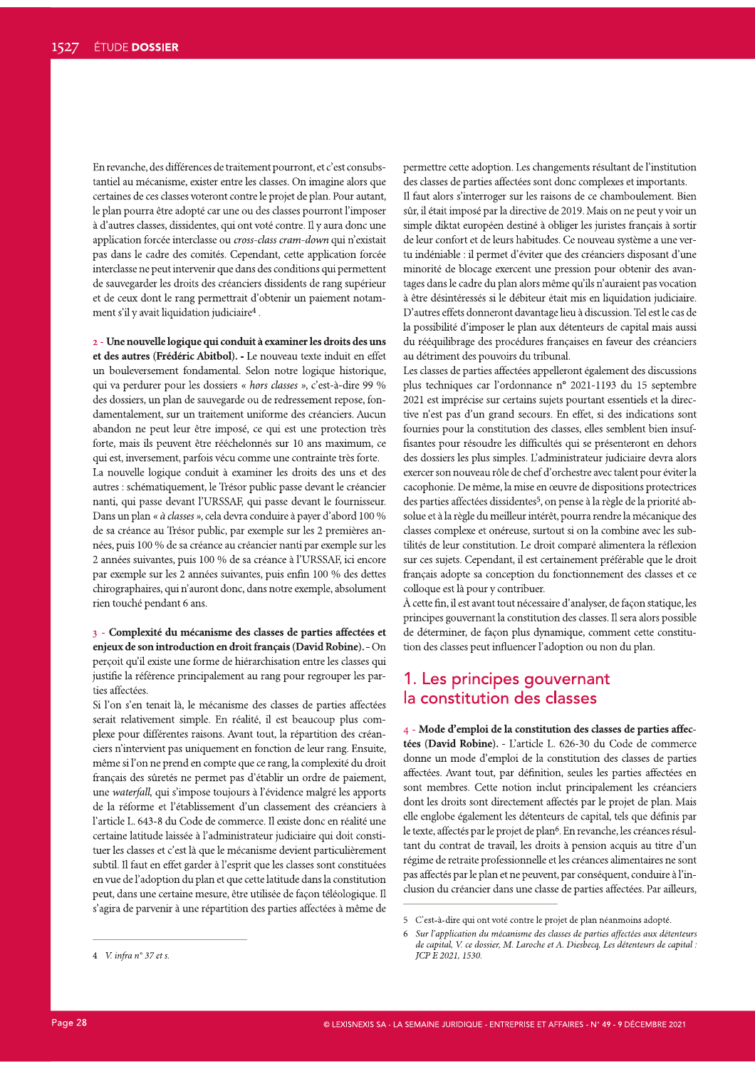En revanche, des différences de traitement pourront, et c'est consubstantiel au mécanisme, exister entre les classes. On imagine alors que certaines de ces classes voteront contre le projet de plan. Pour autant, le plan pourra être adopté car une ou des classes pourront l'imposer à d'autres classes, dissidentes, qui ont voté contre. Il y aura donc une application forcée interclasse ou *cross-class cram-down* qui n'existait pas dans le cadre des comités. Cependant, cette application forcée interclasse ne peut intervenir que dans des conditions qui permettent de sauvegarder les droits des créanciers dissidents de rang supérieur et de ceux dont le rang permettrait d'obtenir un paiement notamment s'il y avait liquidation judiciaire[4].

2 - **Une nouvelle logique qui conduit à examiner les droits des uns et des autres (Frédéric Abitbol).** - Le nouveau texte induit en effet un bouleversement fondamental. Selon notre logique historique, qui va perdurer pour les dossiers « *hors classes* », c'est-à-dire 99 % des dossiers, un plan de sauvegarde ou de redressement repose, fondamentalement, sur un traitement uniforme des créanciers. Aucun abandon ne peut leur être imposé, ce qui est une protection très forte, mais ils peuvent être rééchelonnés sur 10 ans maximum, ce qui est, inversement, parfois vécu comme une contrainte très forte.

La nouvelle logique conduit à examiner les droits des uns et des autres : schématiquement, le Trésor public passe devant le créancier nanti, qui passe devant l'URSSAF, qui passe devant le fournisseur. Dans un plan « *à classes* », cela devra conduire à payer d'abord 100 % de sa créance au Trésor public, par exemple sur les 2 premières années, puis 100 % de sa créance au créancier nanti par exemple sur les 2 années suivantes, puis 100 % de sa créance à l'URSSAF, ici encore par exemple sur les 2 années suivantes, puis enfin 100 % des dettes chirographaires, qui n'auront donc, dans notre exemple, absolument rien touché pendant 6 ans.

3 - **Complexité du mécanisme des classes de parties affectées et enjeux de son introduction en droit français (David Robine).** - On perçoit qu'il existe une forme de hiérarchisation entre les classes qui justifie la référence principalement au rang pour regrouper les parties affectées.

Si l'on s'en tenait là, le mécanisme des classes de parties affectées serait relativement simple. En réalité, il est beaucoup plus complexe pour différentes raisons. Avant tout, la répartition des créanciers n'intervient pas uniquement en fonction de leur rang. Ensuite, même si l'on ne prend en compte que ce rang, la complexité du droit français des sûretés ne permet pas d'établir un ordre de paiement, une *waterfall*, qui s'impose toujours à l'évidence malgré les apports de la réforme et l'établissement d'un classement des créanciers à l'article L. 643-8 du Code de commerce. Il existe donc en réalité une certaine latitude laissée à l'administrateur judiciaire qui doit constituer les classes et c'est là que le mécanisme devient particulièrement subtil. Il faut en effet garder à l'esprit que les classes sont constituées en vue de l'adoption du plan et que cette latitude dans la constitution peut, dans une certaine mesure, être utilisée de façon téléologique. Il s'agira de parvenir à une répartition des parties affectées à même de permettre cette adoption. Les changements résultant de l'institution des classes de parties affectées sont donc complexes et importants.

Il faut alors s'interroger sur les raisons de ce chamboulement. Bien sûr, il était imposé par la directive de 2019. Mais on ne peut y voir un simple diktat européen destiné à obliger les juristes français à sortir de leur confort et de leurs habitudes. Ce nouveau système a une vertu indéniable : il permet d'éviter que des créanciers disposant d'une minorité de blocage exercent une pression pour obtenir des avantages dans le cadre du plan alors même qu'ils n'auraient pas vocation à être désintéressés si le débiteur était mis en liquidation judiciaire. D'autres effets donneront davantage lieu à discussion. Tel est le cas de la possibilité d'imposer le plan aux détenteurs de capital mais aussi du rééquilibrage des procédures françaises en faveur des créanciers au détriment des pouvoirs du tribunal.

Les classes de parties affectées appelleront également des discussions plus techniques car l'ordonnance n° 2021-1193 du 15 septembre 2021 est imprécise sur certains sujets pourtant essentiels et la directive n'est pas d'un grand secours. En effet, si des indications sont fournies pour la constitution des classes, elles semblent bien insuffisantes pour résoudre les difficultés qui se présenteront en dehors des dossiers les plus simples. L'administrateur judiciaire devra alors exercer son nouveau rôle de chef d'orchestre avec talent pour éviter la cacophonie. De même, la mise en œuvre de dispositions protectrices des parties affectées dissidentes[5], on pense à la règle de la priorité absolue et à la règle du meilleur intérêt, pourra rendre la mécanique des classes complexe et onéreuse, surtout si on la combine avec les subtilités de leur constitution. Le droit comparé alimentera la réflexion sur ces sujets. Cependant, il est certainement préférable que le droit français adopte sa conception du fonctionnement des classes et ce colloque est là pour y contribuer.

À cette fin, il est avant tout nécessaire d'analyser, de façon statique, les principes gouvernant la constitution des classes. Il sera alors possible de déterminer, de façon plus dynamique, comment cette constitution des classes peut influencer l'adoption ou non du plan.

## 1. Les principes gouvernant la constitution des classes

4 - **Mode d'emploi de la constitution des classes de parties affectées (David Robine).** - L'article L. 626-30 du Code de commerce donne un mode d'emploi de la constitution des classes de parties affectées. Avant tout, par définition, seules les parties affectées en sont membres. Cette notion inclut principalement les créanciers dont les droits sont directement affectés par le projet de plan. Mais elle englobe également les détenteurs de capital, tels que définis par le texte, affectés par le projet de plan[6]. En revanche, les créances résultant du contrat de travail, les droits à pension acquis au titre d'un régime de retraite professionnelle et les créances alimentaires ne sont pas affectés par le plan et ne peuvent, par conséquent, conduire à l'inclusion du créancier dans une classe de parties affectées. Par ailleurs,

---

4 *V. infra n° 37 et s.*

5 C'est-à-dire qui ont voté contre le projet de plan néanmoins adopté.

6 *Sur l'application du mécanisme des classes de parties affectées aux détenteurs de capital, V. ce dossier, M. Laroche et A. Diesbecq, Les détenteurs de capital : JCP E 2021, 1530.*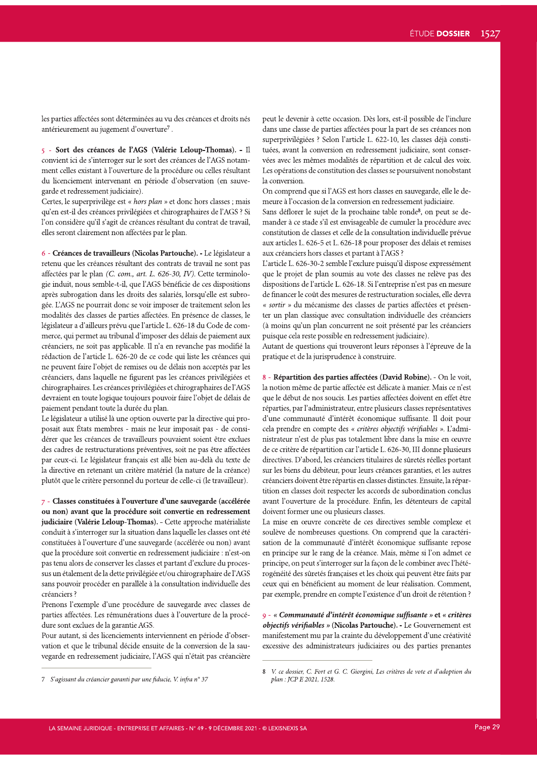les parties affectées sont déterminées au vu des créances et droits nés antérieurement au jugement d'ouverture[7] .

5 - **Sort des créances de l'AGS (Valérie Leloup-Thomas). -** Il convient ici de s'interroger sur le sort des créances de l'AGS notamment celles existant à l'ouverture de la procédure ou celles résultant du licenciement intervenant en période d'observation (en sauvegarde et redressement judiciaire).

Certes, le superprivilège est *« hors plan »* et donc hors classes ; mais qu'en est-il des créances privilégiées et chirographaires de l'AGS ? Si l'on considère qu'il s'agit de créances résultant du contrat de travail, elles seront clairement non affectées par le plan.

6 - **Créances de travailleurs (Nicolas Partouche). -** Le législateur a retenu que les créances résultant des contrats de travail ne sont pas affectées par le plan *(C. com., art. L. 626-30, IV)*. Cette terminologie induit, nous semble-t-il, que l'AGS bénéficie de ces dispositions après subrogation dans les droits des salariés, lorsqu'elle est subrogée. L'AGS ne pourrait donc se voir imposer de traitement selon les modalités des classes de parties affectées. En présence de classes, le législateur a d'ailleurs prévu que l'article L. 626-18 du Code de commerce, qui permet au tribunal d'imposer des délais de paiement aux créanciers, ne soit pas applicable. Il n'a en revanche pas modifié la rédaction de l'article L. 626-20 de ce code qui liste les créances qui ne peuvent faire l'objet de remises ou de délais non acceptés par les créanciers, dans laquelle ne figurent pas les créances privilégiées et chirographaires. Les créances privilégiées et chirographaires de l'AGS devraient en toute logique toujours pouvoir faire l'objet de délais de paiement pendant toute la durée du plan.

Le législateur a utilisé là une option ouverte par la directive qui proposait aux États membres - mais ne leur imposait pas - de considérer que les créances de travailleurs pouvaient soient être exclues des cadres de restructurations préventives, soit ne pas être affectées par ceux-ci. Le législateur français est allé bien au-delà du texte de la directive en retenant un critère matériel (la nature de la créance) plutôt que le critère personnel du porteur de celle-ci (le travailleur).

7 - **Classes constituées à l'ouverture d'une sauvegarde (accélérée ou non) avant que la procédure soit convertie en redressement judiciaire (Valérie Leloup-Thomas). -** Cette approche matérialiste conduit à s'interroger sur la situation dans laquelle les classes ont été constituées à l'ouverture d'une sauvegarde (accélérée ou non) avant que la procédure soit convertie en redressement judiciaire : n'est-on pas tenu alors de conserver les classes et partant d'exclure du processus un étalement de la dette privilégiée et/ou chirographaire de l'AGS sans pouvoir procéder en parallèle à la consultation individuelle des créanciers ?

Prenons l'exemple d'une procédure de sauvegarde avec classes de parties affectées. Les rémunérations dues à l'ouverture de la procédure sont exclues de la garantie AGS.

Pour autant, si des licenciements interviennent en période d'observation et que le tribunal décide ensuite de la conversion de la sauvegarde en redressement judiciaire, l'AGS qui n'était pas créancière peut le devenir à cette occasion. Dès lors, est-il possible de l'inclure dans une classe de parties affectées pour la part de ses créances non superprivilégiées ? Selon l'article L. 622-10, les classes déjà constituées, avant la conversion en redressement judiciaire, sont conservées avec les mêmes modalités de répartition et de calcul des voix. Les opérations de constitution des classes se poursuivent nonobstant la conversion.

On comprend que si l'AGS est hors classes en sauvegarde, elle le demeure à l'occasion de la conversion en redressement judiciaire.

Sans déflorer le sujet de la prochaine table ronde[8], on peut se demander à ce stade s'il est envisageable de cumuler la procédure avec constitution de classes et celle de la consultation individuelle prévue aux articles L. 626-5 et L. 626-18 pour proposer des délais et remises aux créanciers hors classes et partant à l'AGS ?

L'article L. 626-30-2 semble l'exclure puisqu'il dispose expressément que le projet de plan soumis au vote des classes ne relève pas des dispositions de l'article L. 626-18. Si l'entreprise n'est pas en mesure de financer le coût des mesures de restructuration sociales, elle devra *« sortir »* du mécanisme des classes de parties affectées et présenter un plan classique avec consultation individuelle des créanciers (à moins qu'un plan concurrent ne soit présenté par les créanciers puisque cela reste possible en redressement judiciaire).

Autant de questions qui trouveront leurs réponses à l'épreuve de la pratique et de la jurisprudence à construire.

8 - **Répartition des parties affectées (David Robine). -** On le voit, la notion même de partie affectée est délicate à manier. Mais ce n'est que le début de nos soucis. Les parties affectées doivent en effet être réparties, par l'administrateur, entre plusieurs classes représentatives d'une communauté d'intérêt économique suffisante. Il doit pour cela prendre en compte des *« critères objectifs vérifiables »*. L'administrateur n'est de plus pas totalement libre dans la mise en œuvre de ce critère de répartition car l'article L. 626-30, III donne plusieurs directives. D'abord, les créanciers titulaires de sûretés réelles portant sur les biens du débiteur, pour leurs créances garanties, et les autres créanciers doivent être répartis en classes distinctes. Ensuite, la répartition en classes doit respecter les accords de subordination conclus avant l'ouverture de la procédure. Enfin, les détenteurs de capital doivent former une ou plusieurs classes.

La mise en œuvre concrète de ces directives semble complexe et soulève de nombreuses questions. On comprend que la caractérisation de la communauté d'intérêt économique suffisante repose en principe sur le rang de la créance. Mais, même si l'on admet ce principe, on peut s'interroger sur la façon de le combiner avec l'hétérogénéité des sûretés françaises et les choix qui peuvent être faits par ceux qui en bénéficient au moment de leur réalisation. Comment, par exemple, prendre en compte l'existence d'un droit de rétention ?

9 - ***« Communauté d'intérêt économique suffisante »* et *« critères objectifs vérifiables »* (Nicolas Partouche). -** Le Gouvernement est manifestement mu par la crainte du développement d'une créativité excessive des administrateurs judiciaires ou des parties prenantes

---

7 *S'agissant du créancier garanti par une fiducie, V. infra n° 37*

8 *V. ce dossier, C. Fort et G. C. Giorgini, Les critères de vote et d'adoption du plan : JCP E 2021, 1528.*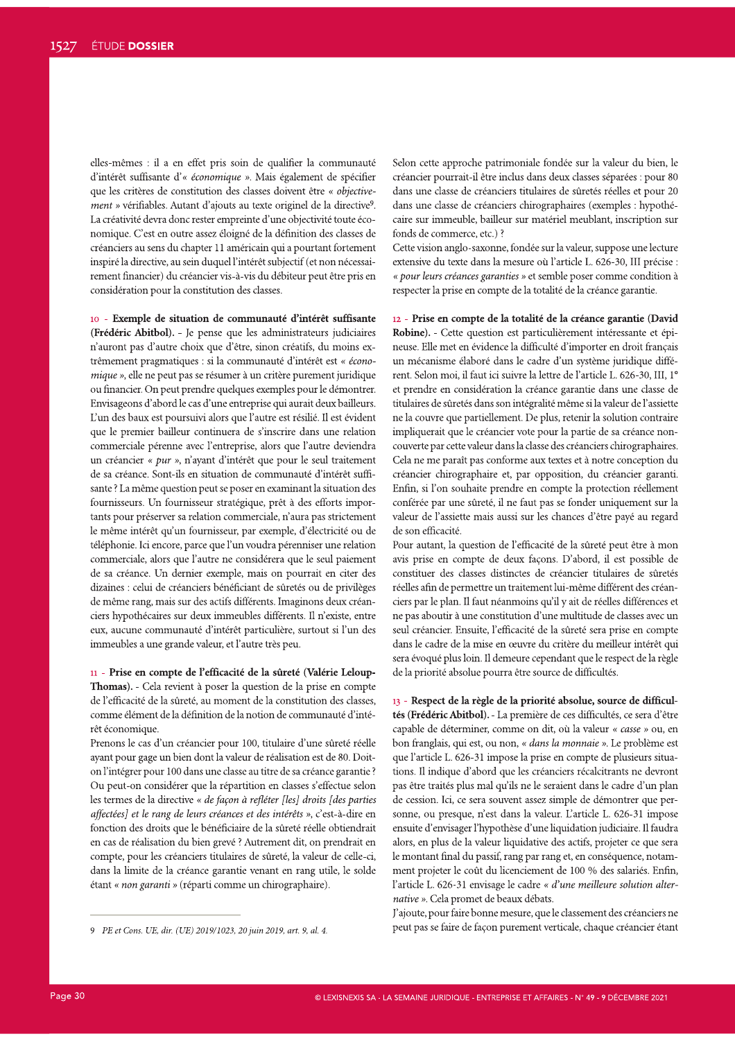elles-mêmes : il a en effet pris soin de qualifier la communauté d'intérêt suffisante d'« *économique* ». Mais également de spécifier que les critères de constitution des classes doivent être « *objectivement* » vérifiables. Autant d'ajouts au texte originel de la directive[9]. La créativité devra donc rester empreinte d'une objectivité toute économique. C'est en outre assez éloigné de la définition des classes de créanciers au sens du chapter 11 américain qui a pourtant fortement inspiré la directive, au sein duquel l'intérêt subjectif (et non nécessairement financier) du créancier vis-à-vis du débiteur peut être pris en considération pour la constitution des classes.

**10 - Exemple de situation de communauté d'intérêt suffisante (Frédéric Abitbol).** - Je pense que les administrateurs judiciaires n'auront pas d'autre choix que d'être, sinon créatifs, du moins extrêmement pragmatiques : si la communauté d'intérêt est « *économique* », elle ne peut pas se résumer à un critère purement juridique ou financier. On peut prendre quelques exemples pour le démontrer. Envisageons d'abord le cas d'une entreprise qui aurait deux bailleurs. L'un des baux est poursuivi alors que l'autre est résilié. Il est évident que le premier bailleur continuera de s'inscrire dans une relation commerciale pérenne avec l'entreprise, alors que l'autre deviendra un créancier « *pur* », n'ayant d'intérêt que pour le seul traitement de sa créance. Sont-ils en situation de communauté d'intérêt suffisante ? La même question peut se poser en examinant la situation des fournisseurs. Un fournisseur stratégique, prêt à des efforts importants pour préserver sa relation commerciale, n'aura pas strictement le même intérêt qu'un fournisseur, par exemple, d'électricité ou de téléphonie. Ici encore, parce que l'un voudra pérenniser une relation commerciale, alors que l'autre ne considérera que le seul paiement de sa créance. Un dernier exemple, mais on pourrait en citer des dizaines : celui de créanciers bénéficiant de sûretés ou de privilèges de même rang, mais sur des actifs différents. Imaginons deux créanciers hypothécaires sur deux immeubles différents. Il n'existe, entre eux, aucune communauté d'intérêt particulière, surtout si l'un des immeubles a une grande valeur, et l'autre très peu.

**11 - Prise en compte de l'efficacité de la sûreté (Valérie Leloup-Thomas).** - Cela revient à poser la question de la prise en compte de l'efficacité de la sûreté, au moment de la constitution des classes, comme élément de la définition de la notion de communauté d'intérêt économique.

Prenons le cas d'un créancier pour 100, titulaire d'une sûreté réelle ayant pour gage un bien dont la valeur de réalisation est de 80. Doit-on l'intégrer pour 100 dans une classe au titre de sa créance garantie ? Ou peut-on considérer que la répartition en classes s'effectue selon les termes de la directive « *de façon à refléter [les] droits [des parties affectées] et le rang de leurs créances et des intérêts* », c'est-à-dire en fonction des droits que le bénéficiaire de la sûreté réelle obtiendrait en cas de réalisation du bien grevé ? Autrement dit, on prendrait en compte, pour les créanciers titulaires de sûreté, la valeur de celle-ci, dans la limite de la créance garantie venant en rang utile, le solde étant « *non garanti* » (réparti comme un chirographaire).

Selon cette approche patrimoniale fondée sur la valeur du bien, le créancier pourrait-il être inclus dans deux classes séparées : pour 80 dans une classe de créanciers titulaires de sûretés réelles et pour 20 dans une classe de créanciers chirographaires (exemples : hypothécaire sur immeuble, bailleur sur matériel meublant, inscription sur fonds de commerce, etc.) ?

Cette vision anglo-saxonne, fondée sur la valeur, suppose une lecture extensive du texte dans la mesure où l'article L. 626-30, III précise : « *pour leurs créances garanties* » et semble poser comme condition à respecter la prise en compte de la totalité de la créance garantie.

**12 - Prise en compte de la totalité de la créance garantie (David Robine).** - Cette question est particulièrement intéressante et épineuse. Elle met en évidence la difficulté d'importer en droit français un mécanisme élaboré dans le cadre d'un système juridique différent. Selon moi, il faut ici suivre la lettre de l'article L. 626-30, III, 1° et prendre en considération la créance garantie dans une classe de titulaires de sûretés dans son intégralité même si la valeur de l'assiette ne la couvre que partiellement. De plus, retenir la solution contraire impliquerait que le créancier vote pour la partie de sa créance non-couverte par cette valeur dans la classe des créanciers chirographaires. Cela ne me paraît pas conforme aux textes et à notre conception du créancier chirographaire et, par opposition, du créancier garanti. Enfin, si l'on souhaite prendre en compte la protection réellement conférée par une sûreté, il ne faut pas se fonder uniquement sur la valeur de l'assiette mais aussi sur les chances d'être payé au regard de son efficacité.

Pour autant, la question de l'efficacité de la sûreté peut être à mon avis prise en compte de deux façons. D'abord, il est possible de constituer des classes distinctes de créancier titulaires de sûretés réelles afin de permettre un traitement lui-même différent des créanciers par le plan. Il faut néanmoins qu'il y ait de réelles différences et ne pas aboutir à une constitution d'une multitude de classes avec un seul créancier. Ensuite, l'efficacité de la sûreté sera prise en compte dans le cadre de la mise en œuvre du critère du meilleur intérêt qui sera évoqué plus loin. Il demeure cependant que le respect de la règle de la priorité absolue pourra être source de difficultés.

**13 - Respect de la règle de la priorité absolue, source de difficultés (Frédéric Abitbol).** - La première de ces difficultés, ce sera d'être capable de déterminer, comme on dit, où la valeur « *casse* » ou, en bon franglais, qui est, ou non, « *dans la monnaie* ». Le problème est que l'article L. 626-31 impose la prise en compte de plusieurs situations. Il indique d'abord que les créanciers récalcitrants ne devront pas être traités plus mal qu'ils ne le seraient dans le cadre d'un plan de cession. Ici, ce sera souvent assez simple de démontrer que personne, ou presque, n'est dans la valeur. L'article L. 626-31 impose ensuite d'envisager l'hypothèse d'une liquidation judiciaire. Il faudra alors, en plus de la valeur liquidative des actifs, projeter ce que sera le montant final du passif, rang par rang et, en conséquence, notamment projeter le coût du licenciement de 100 % des salariés. Enfin, l'article L. 626-31 envisage le cadre « *d'une meilleure solution alternative* ». Cela promet de beaux débats.

J'ajoute, pour faire bonne mesure, que le classement des créanciers ne peut pas se faire de façon purement verticale, chaque créancier étant

---

9 *PE et Cons. UE, dir. (UE) 2019/1023, 20 juin 2019, art. 9, al. 4.*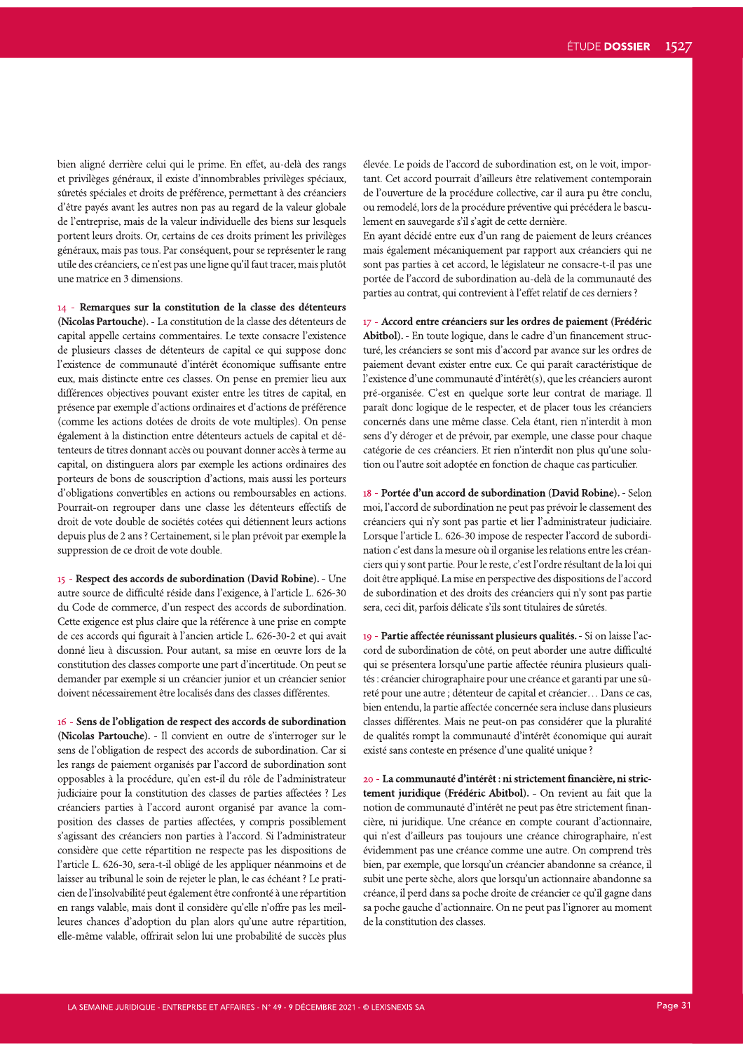bien aligné derrière celui qui le prime. En effet, au-delà des rangs et privilèges généraux, il existe d'innombrables privilèges spéciaux, sûretés spéciales et droits de préférence, permettant à des créanciers d'être payés avant les autres non pas au regard de la valeur globale de l'entreprise, mais de la valeur individuelle des biens sur lesquels portent leurs droits. Or, certains de ces droits priment les privilèges généraux, mais pas tous. Par conséquent, pour se représenter le rang utile des créanciers, ce n'est pas une ligne qu'il faut tracer, mais plutôt une matrice en 3 dimensions.

14 - **Remarques sur la constitution de la classe des détenteurs (Nicolas Partouche).** - La constitution de la classe des détenteurs de capital appelle certains commentaires. Le texte consacre l'existence de plusieurs classes de détenteurs de capital ce qui suppose donc l'existence de communauté d'intérêt économique suffisante entre eux, mais distincte entre ces classes. On pense en premier lieu aux différences objectives pouvant exister entre les titres de capital, en présence par exemple d'actions ordinaires et d'actions de préférence (comme les actions dotées de droits de vote multiples). On pense également à la distinction entre détenteurs actuels de capital et détenteurs de titres donnant accès ou pouvant donner accès à terme au capital, on distinguera alors par exemple les actions ordinaires des porteurs de bons de souscription d'actions, mais aussi les porteurs d'obligations convertibles en actions ou remboursables en actions. Pourrait-on regrouper dans une classe les détenteurs effectifs de droit de vote double de sociétés cotées qui détiennent leurs actions depuis plus de 2 ans ? Certainement, si le plan prévoit par exemple la suppression de ce droit de vote double.

15 - **Respect des accords de subordination (David Robine).** - Une autre source de difficulté réside dans l'exigence, à l'article L. 626-30 du Code de commerce, d'un respect des accords de subordination. Cette exigence est plus claire que la référence à une prise en compte de ces accords qui figurait à l'ancien article L. 626-30-2 et qui avait donné lieu à discussion. Pour autant, sa mise en œuvre lors de la constitution des classes comporte une part d'incertitude. On peut se demander par exemple si un créancier junior et un créancier senior doivent nécessairement être localisés dans des classes différentes.

16 - **Sens de l'obligation de respect des accords de subordination (Nicolas Partouche).** - Il convient en outre de s'interroger sur le sens de l'obligation de respect des accords de subordination. Car si les rangs de paiement organisés par l'accord de subordination sont opposables à la procédure, qu'en est-il du rôle de l'administrateur judiciaire pour la constitution des classes de parties affectées ? Les créanciers parties à l'accord auront organisé par avance la composition des classes de parties affectées, y compris possiblement s'agissant des créanciers non parties à l'accord. Si l'administrateur considère que cette répartition ne respecte pas les dispositions de l'article L. 626-30, sera-t-il obligé de les appliquer néanmoins et de laisser au tribunal le soin de rejeter le plan, le cas échéant ? Le praticien de l'insolvabilité peut également être confronté à une répartition en rangs valable, mais dont il considère qu'elle n'offre pas les meilleures chances d'adoption du plan alors qu'une autre répartition, elle-même valable, offrirait selon lui une probabilité de succès plus élevée. Le poids de l'accord de subordination est, on le voit, important. Cet accord pourrait d'ailleurs être relativement contemporain de l'ouverture de la procédure collective, car il aura pu être conclu, ou remodelé, lors de la procédure préventive qui précédera le basculement en sauvegarde s'il s'agit de cette dernière.

En ayant décidé entre eux d'un rang de paiement de leurs créances mais également mécaniquement par rapport aux créanciers qui ne sont pas parties à cet accord, le législateur ne consacre-t-il pas une portée de l'accord de subordination au-delà de la communauté des parties au contrat, qui contrevient à l'effet relatif de ces derniers ?

17 - **Accord entre créanciers sur les ordres de paiement (Frédéric Abitbol).** - En toute logique, dans le cadre d'un financement structuré, les créanciers se sont mis d'accord par avance sur les ordres de paiement devant exister entre eux. Ce qui paraît caractéristique de l'existence d'une communauté d'intérêt(s), que les créanciers auront pré-organisée. C'est en quelque sorte leur contrat de mariage. Il paraît donc logique de le respecter, et de placer tous les créanciers concernés dans une même classe. Cela étant, rien n'interdit à mon sens d'y déroger et de prévoir, par exemple, une classe pour chaque catégorie de ces créanciers. Et rien n'interdit non plus qu'une solution ou l'autre soit adoptée en fonction de chaque cas particulier.

18 - **Portée d'un accord de subordination (David Robine).** - Selon moi, l'accord de subordination ne peut pas prévoir le classement des créanciers qui n'y sont pas partie et lier l'administrateur judiciaire. Lorsque l'article L. 626-30 impose de respecter l'accord de subordination c'est dans la mesure où il organise les relations entre les créanciers qui y sont partie. Pour le reste, c'est l'ordre résultant de la loi qui doit être appliqué. La mise en perspective des dispositions de l'accord de subordination et des droits des créanciers qui n'y sont pas partie sera, ceci dit, parfois délicate s'ils sont titulaires de sûretés.

19 - **Partie affectée réunissant plusieurs qualités.** - Si on laisse l'accord de subordination de côté, on peut aborder une autre difficulté qui se présentera lorsqu'une partie affectée réunira plusieurs qualités : créancier chirographaire pour une créance et garanti par une sûreté pour une autre ; détenteur de capital et créancier… Dans ce cas, bien entendu, la partie affectée concernée sera incluse dans plusieurs classes différentes. Mais ne peut-on pas considérer que la pluralité de qualités rompt la communauté d'intérêt économique qui aurait existé sans conteste en présence d'une qualité unique ?

20 - **La communauté d'intérêt : ni strictement financière, ni strictement juridique (Frédéric Abitbol).** - On revient au fait que la notion de communauté d'intérêt ne peut pas être strictement financière, ni juridique. Une créance en compte courant d'actionnaire, qui n'est d'ailleurs pas toujours une créance chirographaire, n'est évidemment pas une créance comme une autre. On comprend très bien, par exemple, que lorsqu'un créancier abandonne sa créance, il subit une perte sèche, alors que lorsqu'un actionnaire abandonne sa créance, il perd dans sa poche droite de créancier ce qu'il gagne dans sa poche gauche d'actionnaire. On ne peut pas l'ignorer au moment de la constitution des classes.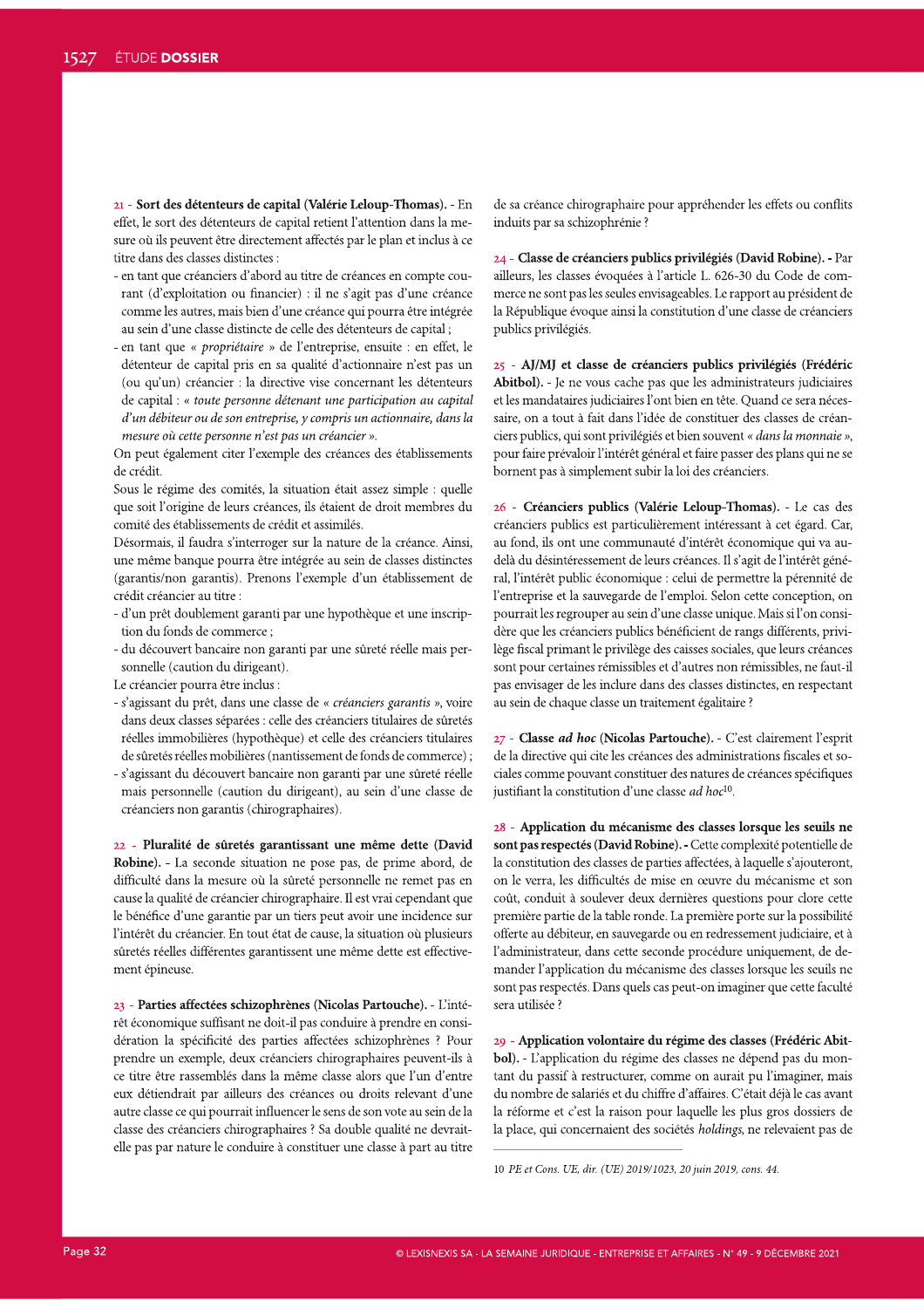21 - **Sort des détenteurs de capital (Valérie Leloup-Thomas).** - En effet, le sort des détenteurs de capital retient l'attention dans la mesure où ils peuvent être directement affectés par le plan et inclus à ce titre dans des classes distinctes :

- en tant que créanciers d'abord au titre de créances en compte courant (d'exploitation ou financier) : il ne s'agit pas d'une créance comme les autres, mais bien d'une créance qui pourra être intégrée au sein d'une classe distincte de celle des détenteurs de capital ;
- en tant que « *propriétaire* » de l'entreprise, ensuite : en effet, le détenteur de capital pris en sa qualité d'actionnaire n'est pas un (ou qu'un) créancier : la directive vise concernant les détenteurs de capital : « *toute personne détenant une participation au capital d'un débiteur ou de son entreprise, y compris un actionnaire, dans la mesure où cette personne n'est pas un créancier* ».

On peut également citer l'exemple des créances des établissements de crédit.

Sous le régime des comités, la situation était assez simple : quelle que soit l'origine de leurs créances, ils étaient de droit membres du comité des établissements de crédit et assimilés.

Désormais, il faudra s'interroger sur la nature de la créance. Ainsi, une même banque pourra être intégrée au sein de classes distinctes (garantis/non garantis). Prenons l'exemple d'un établissement de crédit créancier au titre :

- d'un prêt doublement garanti par une hypothèque et une inscription du fonds de commerce ;
- du découvert bancaire non garanti par une sûreté réelle mais personnelle (caution du dirigeant).

Le créancier pourra être inclus :

- s'agissant du prêt, dans une classe de « *créanciers garantis* », voire dans deux classes séparées : celle des créanciers titulaires de sûretés réelles immobilières (hypothèque) et celle des créanciers titulaires de sûretés réelles mobilières (nantissement de fonds de commerce) ;
- s'agissant du découvert bancaire non garanti par une sûreté réelle mais personnelle (caution du dirigeant), au sein d'une classe de créanciers non garantis (chirographaires).

22 - **Pluralité de sûretés garantissant une même dette (David Robine).** - La seconde situation ne pose pas, de prime abord, de difficulté dans la mesure où la sûreté personnelle ne remet pas en cause la qualité de créancier chirographaire. Il est vrai cependant que le bénéfice d'une garantie par un tiers peut avoir une incidence sur l'intérêt du créancier. En tout état de cause, la situation où plusieurs sûretés réelles différentes garantissant une même dette est effectivement épineuse.

23 - **Parties affectées schizophrènes (Nicolas Partouche).** - L'intérêt économique suffisant ne doit-il pas conduire à prendre en considération la spécificité des parties affectées schizophrènes ? Pour prendre un exemple, deux créanciers chirographaires peuvent-ils à ce titre être rassemblés dans la même classe alors que l'un d'entre eux détiendrait par ailleurs des créances ou droits relevant d'une autre classe ce qui pourrait influencer le sens de son vote au sein de la classe des créanciers chirographaires ? Sa double qualité ne devrait-elle pas par nature le conduire à constituer une classe à part au titre de sa créance chirographaire pour appréhender les effets ou conflits induits par sa schizophrénie ?

24 - **Classe de créanciers publics privilégiés (David Robine).** - Par ailleurs, les classes évoquées à l'article L. 626-30 du Code de commerce ne sont pas les seules envisageables. Le rapport au président de la République évoque ainsi la constitution d'une classe de créanciers publics privilégiés.

25 - **AJ/MJ et classe de créanciers publics privilégiés (Frédéric Abitbol).** - Je ne vous cache pas que les administrateurs judiciaires et les mandataires judiciaires l'ont bien en tête. Quand ce sera nécessaire, on a tout à fait l'idée de constituer des classes de créanciers publics, qui sont privilégiés et bien souvent « *dans la monnaie* », pour faire prévaloir l'intérêt général et faire passer des plans qui ne se bornent pas à simplement subir la loi des créanciers.

26 - **Créanciers publics (Valérie Leloup-Thomas).** - Le cas des créanciers publics est particulièrement intéressant à cet égard. Car, au fond, ils ont une communauté d'intérêt économique qui va au-delà du désintéressement de leurs créances. Il s'agit de l'intérêt général, l'intérêt public économique : celui de permettre la pérennité de l'entreprise et la sauvegarde de l'emploi. Selon cette conception, on pourrait les regrouper au sein d'une classe unique. Mais si l'on considère que les créanciers publics bénéficient de rangs différents, privilège fiscal primant le privilège des caisses sociales, que leurs créances sont pour certaines rémissibles et d'autres non rémissibles, ne faut-il pas envisager de les inclure dans des classes distinctes, en respectant au sein de chaque classe un traitement égalitaire ?

27 - **Classe *ad hoc* (Nicolas Partouche).** - C'est clairement l'esprit de la directive qui cite les créances des administrations fiscales et sociales comme pouvant constituer des natures de créances spécifiques justifiant la constitution d'une classe *ad hoc*[10].

28 - **Application du mécanisme des classes lorsque les seuils ne sont pas respectés (David Robine).** - Cette complexité potentielle de la constitution des classes de parties affectées, à laquelle s'ajouteront, on le verra, les difficultés de mise en œuvre du mécanisme et son coût, conduit à soulever deux dernières questions pour clore cette première partie de la table ronde. La première porte sur la possibilité offerte au débiteur, en sauvegarde ou en redressement judiciaire, et à l'administrateur, dans cette seconde procédure uniquement, de demander l'application du mécanisme des classes lorsque les seuils ne sont pas respectés. Dans quels cas peut-on imaginer que cette faculté sera utilisée ?

29 - **Application volontaire du régime des classes (Frédéric Abitbol).** - L'application du régime des classes ne dépend pas du montant du passif à restructurer, comme on aurait pu l'imaginer, mais du nombre de salariés et du chiffre d'affaires. C'était déjà le cas avant la réforme et c'est la raison pour laquelle les plus gros dossiers de la place, qui concernaient des sociétés *holdings*, ne relevaient pas de

---

10 *PE et Cons. UE, dir. (UE) 2019/1023, 20 juin 2019, cons. 44.*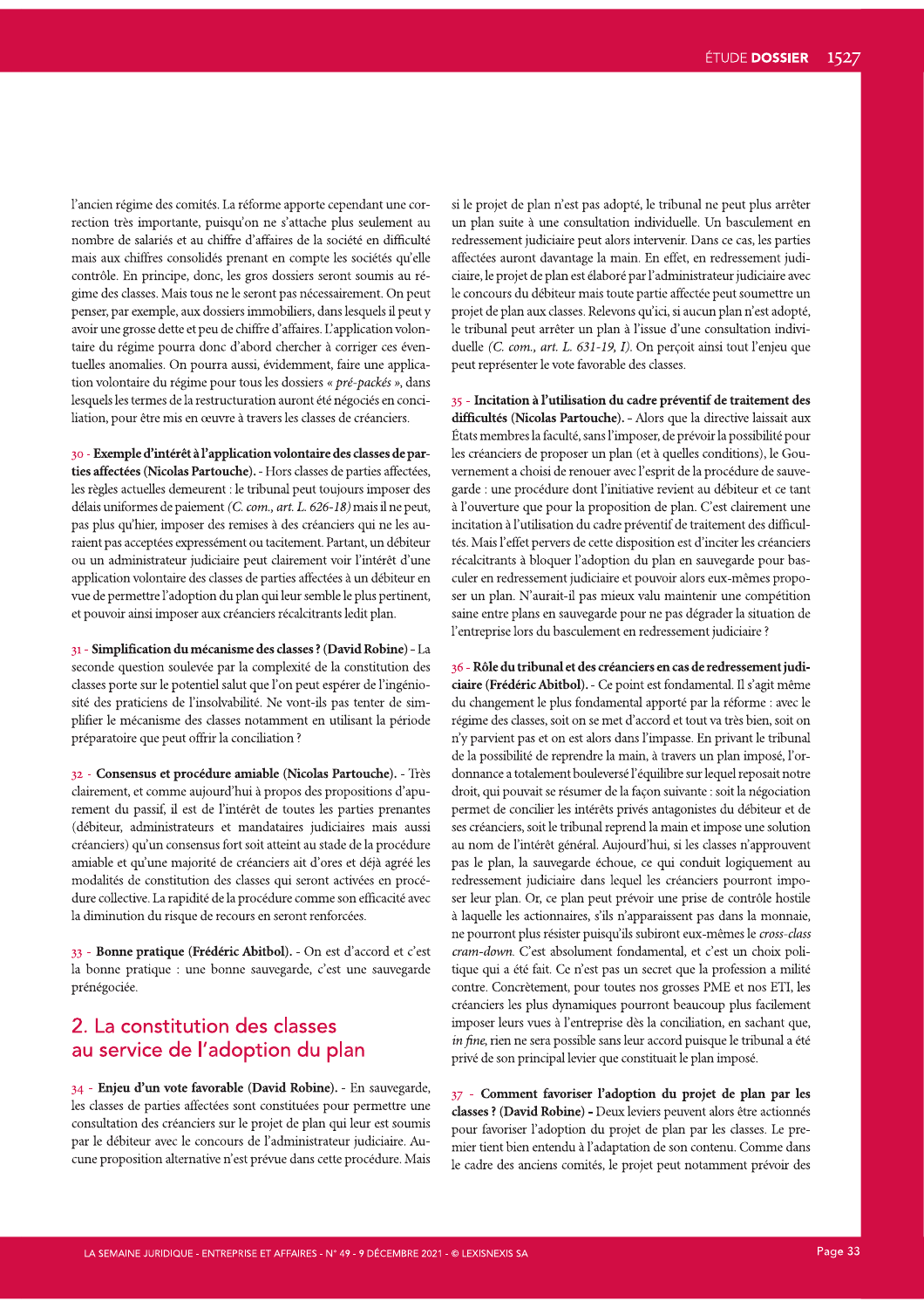l'ancien régime des comités. La réforme apporte cependant une correction très importante, puisqu'on ne s'attache plus seulement au nombre de salariés et au chiffre d'affaires de la société en difficulté mais aux chiffres consolidés prenant en compte les sociétés qu'elle contrôle. En principe, donc, les gros dossiers seront soumis au régime des classes. Mais tous ne le seront pas nécessairement. On peut penser, par exemple, aux dossiers immobiliers, dans lesquels il peut y avoir une grosse dette et peu de chiffre d'affaires. L'application volontaire du régime pourra donc d'abord chercher à corriger ces éventuelles anomalies. On pourra aussi, évidemment, faire une application volontaire du régime pour tous les dossiers *« pré-packés »*, dans lesquels les termes de la restructuration auront été négociés en conciliation, pour être mis en œuvre à travers les classes de créanciers.

30 - **Exemple d'intérêt à l'application volontaire des classes de parties affectées (Nicolas Partouche).** - Hors classes de parties affectées, les règles actuelles demeurent : le tribunal peut toujours imposer des délais uniformes de paiement *(C. com., art. L. 626-18)* mais il ne peut, pas plus qu'hier, imposer des remises à des créanciers qui ne les auraient pas acceptées expressément ou tacitement. Partant, un débiteur ou un administrateur judiciaire peut clairement voir l'intérêt d'une application volontaire des classes de parties affectées à un débiteur en vue de permettre l'adoption du plan qui leur semble le plus pertinent, et pouvoir ainsi imposer aux créanciers récalcitrants ledit plan.

31 - **Simplification du mécanisme des classes ? (David Robine)** - La seconde question soulevée par la complexité de la constitution des classes porte sur le potentiel salut que l'on peut espérer de l'ingéniosité des praticiens de l'insolvabilité. Ne vont-ils pas tenter de simplifier le mécanisme des classes notamment en utilisant la période préparatoire que peut offrir la conciliation ?

32 - **Consensus et procédure amiable (Nicolas Partouche).** - Très clairement, et comme aujourd'hui à propos des propositions d'apurement du passif, il est de l'intérêt de toutes les parties prenantes (débiteur, administrateurs et mandataires judiciaires mais aussi créanciers) qu'un consensus fort soit atteint au stade de la procédure amiable et qu'une majorité de créanciers ait d'ores et déjà agréé les modalités de constitution des classes qui seront activées en procédure collective. La rapidité de la procédure comme son efficacité avec la diminution du risque de recours en seront renforcées.

33 - **Bonne pratique (Frédéric Abitbol).** - On est d'accord et c'est la bonne pratique : une bonne sauvegarde, c'est une sauvegarde prénégociée.

## 2. La constitution des classes au service de l'adoption du plan

34 - **Enjeu d'un vote favorable (David Robine).** - En sauvegarde, les classes de parties affectées sont constituées pour permettre une consultation des créanciers sur le projet de plan qui leur est soumis par le débiteur avec le concours de l'administrateur judiciaire. Aucune proposition alternative n'est prévue dans cette procédure. Mais si le projet de plan n'est pas adopté, le tribunal ne peut plus arrêter un plan suite à une consultation individuelle. Un basculement en redressement judiciaire peut alors intervenir. Dans ce cas, les parties affectées auront davantage la main. En effet, en redressement judiciaire, le projet de plan est élaboré par l'administrateur judiciaire avec le concours du débiteur mais toute partie affectée peut soumettre un projet de plan aux classes. Relevons qu'ici, si aucun plan n'est adopté, le tribunal peut arrêter un plan à l'issue d'une consultation individuelle *(C. com., art. L. 631-19, I)*. On perçoit ainsi tout l'enjeu que peut représenter le vote favorable des classes.

35 - **Incitation à l'utilisation du cadre préventif de traitement des difficultés (Nicolas Partouche).** - Alors que la directive laissait aux États membres la faculté, sans l'imposer, de prévoir la possibilité pour les créanciers de proposer un plan (et à quelles conditions), le Gouvernement a choisi de renouer avec l'esprit de la procédure de sauvegarde : une procédure dont l'initiative revient au débiteur et ce tant à l'ouverture que pour la proposition de plan. C'est clairement une incitation à l'utilisation du cadre préventif de traitement des difficultés. Mais l'effet pervers de cette disposition est d'inciter les créanciers récalcitrants à bloquer l'adoption du plan en sauvegarde pour basculer en redressement judiciaire et pouvoir alors eux-mêmes proposer un plan. N'aurait-il pas mieux valu maintenir une compétition saine entre plans en sauvegarde pour ne pas dégrader la situation de l'entreprise lors du basculement en redressement judiciaire ?

36 - **Rôle du tribunal et des créanciers en cas de redressement judiciaire (Frédéric Abitbol).** - Ce point est fondamental. Il s'agit même du changement le plus fondamental apporté par la réforme : avec le régime des classes, soit on se met d'accord et tout va très bien, soit on n'y parvient pas et on est alors dans l'impasse. En privant le tribunal de la possibilité de reprendre la main, à travers un plan imposé, l'ordonnance a totalement bouleversé l'équilibre sur lequel reposait notre droit, qui pouvait se résumer de la façon suivante : soit la négociation permet de concilier les intérêts privés antagonistes du débiteur et de ses créanciers, soit le tribunal reprend la main et impose une solution au nom de l'intérêt général. Aujourd'hui, si les classes n'approuvent pas le plan, la sauvegarde échoue, ce qui conduit logiquement au redressement judiciaire dans lequel les créanciers pourront imposer leur plan. Or, ce plan peut prévoir une prise de contrôle hostile à laquelle les actionnaires, s'ils n'apparaissent pas dans la monnaie, ne pourront plus résister puisqu'ils subiront eux-mêmes le *cross-class cram-down*. C'est absolument fondamental, et c'est un choix politique qui a été fait. Ce n'est pas un secret que la profession a milité contre. Concrètement, pour toutes nos grosses PME et nos ETI, les créanciers les plus dynamiques pourront beaucoup plus facilement imposer leurs vues à l'entreprise dès la conciliation, en sachant que, *in fine*, rien ne sera possible sans leur accord puisque le tribunal a été privé de son principal levier que constituait le plan imposé.

37 - **Comment favoriser l'adoption du projet de plan par les classes ? (David Robine) -** Deux leviers peuvent alors être actionnés pour favoriser l'adoption du projet de plan par les classes. Le premier tient bien entendu à l'adaptation de son contenu. Comme dans le cadre des anciens comités, le projet peut notamment prévoir des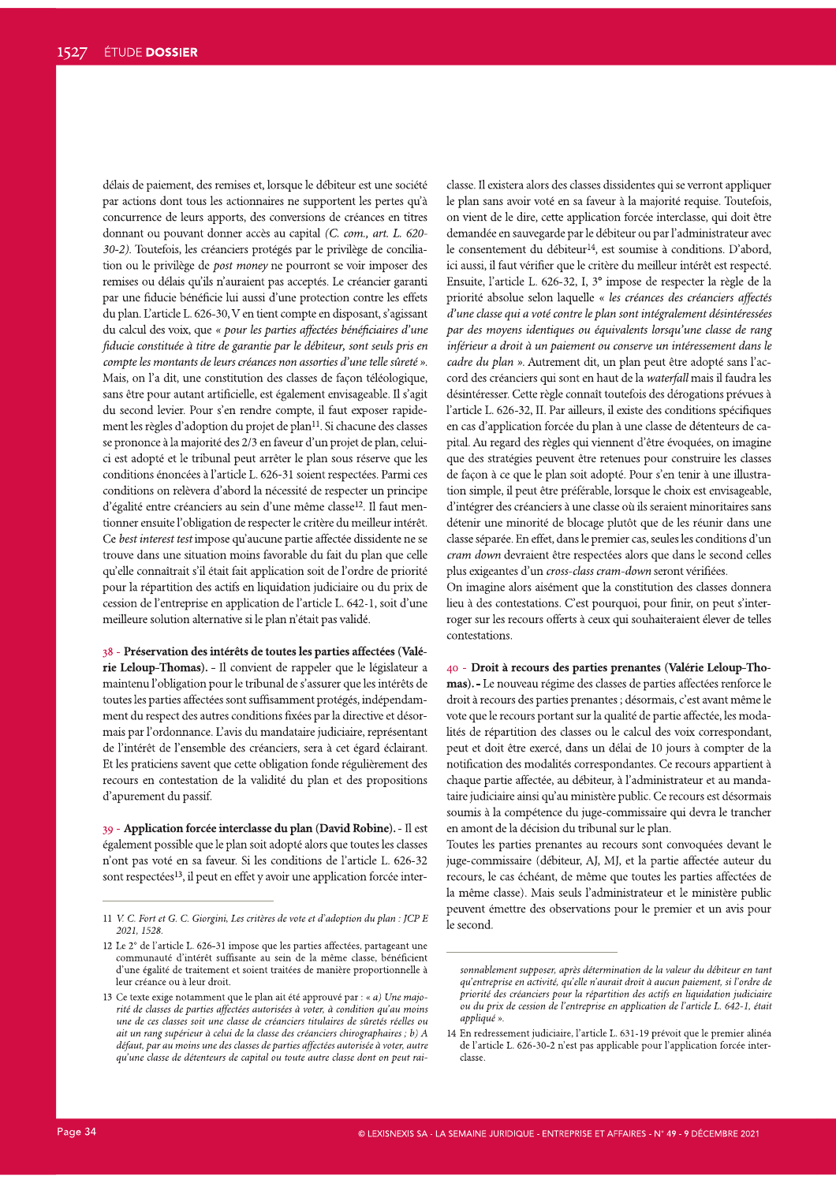délais de paiement, des remises et, lorsque le débiteur est une société par actions dont tous les actionnaires ne supportent les pertes qu'à concurrence de leurs apports, des conversions de créances en titres donnant ou pouvant donner accès au capital *(C. com., art. L. 620-30-2)*. Toutefois, les créanciers protégés par le privilège de conciliation ou le privilège de *post money* ne pourront se voir imposer des remises ou délais qu'ils n'auraient pas acceptés. Le créancier garanti par une fiducie bénéficie lui aussi d'une protection contre les effets du plan. L'article L. 626-30, V en tient compte en disposant, s'agissant du calcul des voix, que *« pour les parties affectées bénéficiaires d'une fiducie constituée à titre de garantie par le débiteur, sont seuls pris en compte les montants de leurs créances non assorties d'une telle sûreté »*. Mais, on l'a dit, une constitution des classes de façon téléologique, sans être pour autant artificielle, est également envisageable. Il s'agit du second levier. Pour s'en rendre compte, il faut exposer rapidement les règles d'adoption du projet de plan[11]. Si chacune des classes se prononce à la majorité des 2/3 en faveur d'un projet de plan, celui-ci est adopté et le tribunal peut arrêter le plan sous réserve que les conditions énoncées à l'article L. 626-31 soient respectées. Parmi ces conditions on relèvera d'abord la nécessité de respecter un principe d'égalité entre créanciers au sein d'une même classe[12]. Il faut mentionner ensuite l'obligation de respecter le critère du meilleur intérêt. Ce *best interest test* impose qu'aucune partie affectée dissidente ne se trouve dans une situation moins favorable du fait du plan que celle qu'elle connaîtrait s'il était fait application soit de l'ordre de priorité pour la répartition des actifs en liquidation judiciaire ou du prix de cession de l'entreprise en application de l'article L. 642-1, soit d'une meilleure solution alternative si le plan n'était pas validé.

38 - **Préservation des intérêts de toutes les parties affectées (Valérie Leloup-Thomas).** - Il convient de rappeler que le législateur a maintenu l'obligation pour le tribunal de s'assurer que les intérêts de toutes les parties affectées sont suffisamment protégés, indépendamment du respect des autres conditions fixées par la directive et désormais par l'ordonnance. L'avis du mandataire judiciaire, représentant de l'intérêt de l'ensemble des créanciers, sera à cet égard éclairant. Et les praticiens savent que cette obligation fonde régulièrement des recours en contestation de la validité du plan et des propositions d'apurement du passif.

39 - **Application forcée interclasse du plan (David Robine).** - Il est également possible que le plan soit adopté alors que toutes les classes n'ont pas voté en sa faveur. Si les conditions de l'article L. 626-32 sont respectées[13], il peut en effet y avoir une application forcée interclasse. Il existera alors des classes dissidentes qui se verront appliquer le plan sans avoir voté en sa faveur à la majorité requise. Toutefois, on vient de le dire, cette application forcée interclasse, qui doit être demandée en sauvegarde par le débiteur ou par l'administrateur avec le consentement du débiteur[14], est soumise à conditions. D'abord, ici aussi, il faut vérifier que le critère du meilleur intérêt est respecté. Ensuite, l'article L. 626-32, I, 3° impose de respecter la règle de la priorité absolue selon laquelle *« les créances des créanciers affectés d'une classe qui a voté contre le plan sont intégralement désintéressées par des moyens identiques ou équivalents lorsqu'une classe de rang inférieur a droit à un paiement ou conserve un intéressement dans le cadre du plan »*. Autrement dit, un plan peut être adopté sans l'accord des créanciers qui sont en haut de la *waterfall* mais il faudra les désintéresser. Cette règle connaît toutefois des dérogations prévues à l'article L. 626-32, II. Par ailleurs, il existe des conditions spécifiques en cas d'application forcée du plan à une classe de détenteurs de capital. Au regard des règles qui viennent d'être évoquées, on imagine que des stratégies peuvent être retenues pour construire les classes de façon à ce que le plan soit adopté. Pour s'en tenir à une illustration simple, il peut être préférable, lorsque le choix est envisageable, d'intégrer des créanciers à une classe où ils seraient minoritaires sans détenir une minorité de blocage plutôt que de les réunir dans une classe séparée. En effet, dans le premier cas, seules les conditions d'un *cram down* devraient être respectées alors que dans le second celles plus exigeantes d'un *cross-class cram-down* seront vérifiées.

On imagine alors aisément que la constitution des classes donnera lieu à des contestations. C'est pourquoi, pour finir, on peut s'interroger sur les recours offerts à ceux qui souhaiteraient élever de telles contestations.

40 - **Droit à recours des parties prenantes (Valérie Leloup-Thomas).** - Le nouveau régime des classes de parties affectées renforce le droit à recours des parties prenantes ; désormais, c'est avant même le vote que le recours portant sur la qualité de partie affectée, les modalités de répartition des classes ou le calcul des voix correspondant, peut et doit être exercé, dans un délai de 10 jours à compter de la notification des modalités correspondantes. Ce recours appartient à chaque partie affectée, au débiteur, à l'administrateur et au mandataire judiciaire ainsi qu'au ministère public. Ce recours est désormais soumis à la compétence du juge-commissaire qui devra le trancher en amont de la décision du tribunal sur le plan.

Toutes les parties prenantes au recours sont convoquées devant le juge-commissaire (débiteur, AJ, MJ, et la partie affectée auteur du recours, le cas échéant, de même que toutes les parties affectées de la même classe). Mais seuls l'administrateur et le ministère public peuvent émettre des observations pour le premier et un avis pour le second.

---

11 *V. C. Fort et G. C. Giorgini, Les critères de vote et d'adoption du plan : JCP E 2021, 1528.*

12 Le 2° de l'article L. 626-31 impose que les parties affectées, partageant une communauté d'intérêt suffisante au sein de la même classe, bénéficient d'une égalité de traitement et soient traitées de manière proportionnelle à leur créance ou à leur droit.

13 Ce texte exige notamment que le plan ait été approuvé par : *« a) Une majorité de classes de parties affectées autorisées à voter, à condition qu'au moins une de ces classes soit une classe de créanciers titulaires de sûretés réelles ou ait un rang supérieur à celui de la classe des créanciers chirographaires ; b) A défaut, par au moins une des classes de parties affectées autorisées à voter, autre qu'une classe de détenteurs de capital ou toute autre classe dont on peut raisonnablement supposer, après détermination de la valeur du débiteur en tant qu'entreprise en activité, qu'elle n'aurait droit à aucun paiement, si l'ordre de priorité des créanciers pour la répartition des actifs en liquidation judiciaire ou du prix de cession de l'entreprise en application de l'article L. 642-1, était appliqué »*.

14 En redressement judiciaire, l'article L. 631-19 prévoit que le premier alinéa de l'article L. 626-30-2 n'est pas applicable pour l'application forcée interclasse.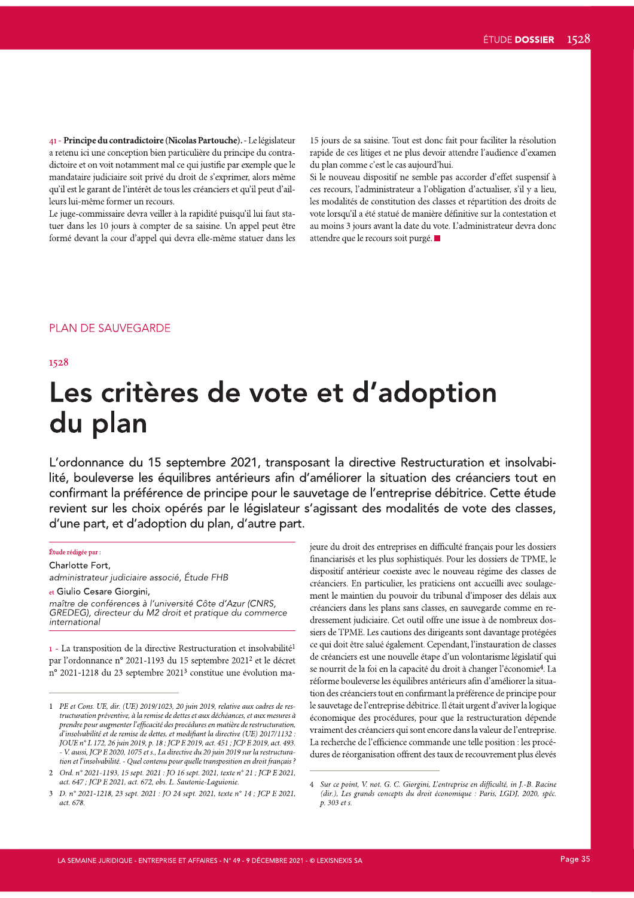41 - **Principe du contradictoire (Nicolas Partouche).** - Le législateur a retenu ici une conception bien particulière du principe du contradictoire et on voit notamment mal ce qui justifie par exemple que le mandataire judiciaire soit privé du droit de s'exprimer, alors même qu'il est le garant de l'intérêt de tous les créanciers et qu'il peut d'ailleurs lui-même former un recours.

Le juge-commissaire devra veiller à la rapidité puisqu'il lui faut statuer dans les 10 jours à compter de sa saisine. Un appel peut être formé devant la cour d'appel qui devra elle-même statuer dans les 15 jours de sa saisine. Tout est donc fait pour faciliter la résolution rapide de ces litiges et ne plus devoir attendre l'audience d'examen du plan comme c'est le cas aujourd'hui.

Si le nouveau dispositif ne semble pas accorder d'effet suspensif à ces recours, l'administrateur a l'obligation d'actualiser, s'il y a lieu, les modalités de constitution des classes et répartition des droits de vote lorsqu'il a été statué de manière définitive sur la contestation et au moins 3 jours avant la date du vote. L'administrateur devra donc attendre que le recours soit purgé. ■

PLAN DE SAUVEGARDE

1528

# Les critères de vote et d'adoption du plan

L'ordonnance du 15 septembre 2021, transposant la directive Restructuration et insolvabilité, bouleverse les équilibres antérieurs afin d'améliorer la situation des créanciers tout en confirmant la préférence de principe pour le sauvetage de l'entreprise débitrice. Cette étude revient sur les choix opérés par le législateur s'agissant des modalités de vote des classes, d'une part, et d'adoption du plan, d'autre part.

Étude rédigée par :

Charlotte Fort,
*administrateur judiciaire associé, Étude FHB*

et Giulio Cesare Giorgini,
*maître de conférences à l'université Côte d'Azur (CNRS, GREDEG), directeur du M2 droit et pratique du commerce international*

1 - La transposition de la directive Restructuration et insolvabilité[1] par l'ordonnance n° 2021-1193 du 15 septembre 2021[2] et le décret n° 2021-1218 du 23 septembre 2021[3] constitue une évolution majeure du droit des entreprises en difficulté français pour les dossiers financiarisés et les plus sophistiqués. Pour les dossiers de TPME, le dispositif antérieur coexiste avec le nouveau régime des classes de créanciers. En particulier, les praticiens ont accueilli avec soulagement le maintien du pouvoir du tribunal d'imposer des délais aux créanciers dans les plans sans classes, en sauvegarde comme en redressement judiciaire. Cet outil offre une issue à de nombreux dossiers de TPME. Les cautions des dirigeants sont davantage protégées ce qui doit être salué également. Cependant, l'instauration de classes de créanciers est une nouvelle étape d'un volontarisme législatif qui se nourrit de la foi en la capacité du droit à changer l'économie[4]. La réforme bouleverse les équilibres antérieurs afin d'améliorer la situation des créanciers tout en confirmant la préférence de principe pour le sauvetage de l'entreprise débitrice. Il était urgent d'aviver la logique économique des procédures, pour que la restructuration dépende vraiment des créanciers qui sont encore dans la valeur de l'entreprise. La recherche de l'efficience commande une telle position : les procédures de réorganisation offrent des taux de recouvrement plus élevés

---

1 *PE et Cons. UE, dir. (UE) 2019/1023, 20 juin 2019, relative aux cadres de restructuration préventive, à la remise de dettes et aux déchéances, et aux mesures à prendre pour augmenter l'efficacité des procédures en matière de restructuration, d'insolvabilité et de remise de dettes, et modifiant la directive (UE) 2017/1132 : JOUE n° L 172, 26 juin 2019, p. 18 ; JCP E 2019, act. 451 ; JCP E 2019, act. 493. - V. aussi, JCP E 2020, 1075 et s., La directive du 20 juin 2019 sur la restructuration et l'insolvabilité. - Quel contenu pour quelle transposition en droit français ?*

2 *Ord. n° 2021-1193, 15 sept. 2021 : JO 16 sept. 2021, texte n° 21 ; JCP E 2021, act. 647 ; JCP E 2021, act. 672, obs. L. Sautonie-Laguionie.*

3 *D. n° 2021-1218, 23 sept. 2021 : JO 24 sept. 2021, texte n° 14 ; JCP E 2021, act. 678.*

4 *Sur ce point, V. not. G. C. Giorgini, L'entreprise en difficulté, in J.-B. Racine (dir.), Les grands concepts du droit économique : Paris, LGDJ, 2020, spéc. p. 303 et s.*